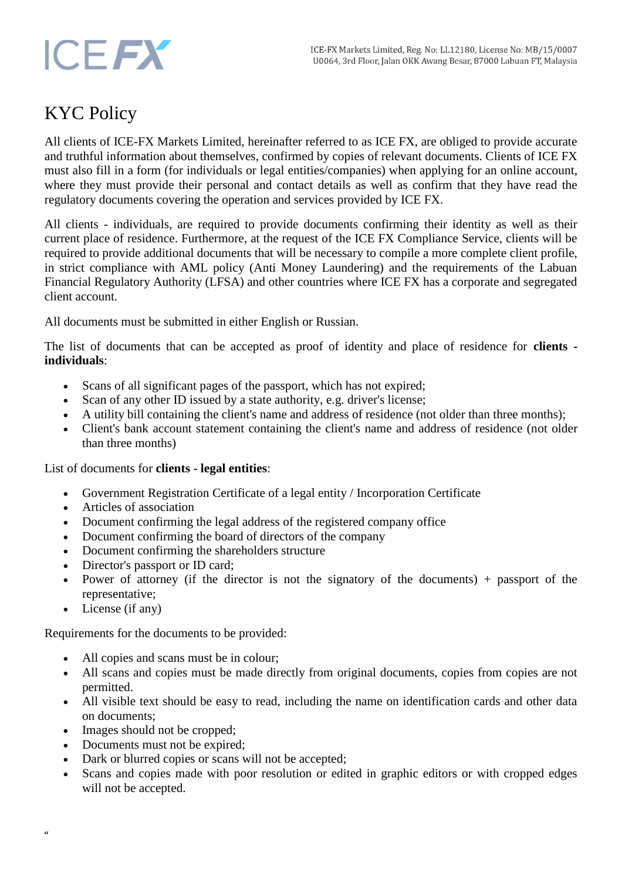ICE-FX Markets Limited, Reg. No: LL12180, License No: MB/15/0007
U0064, 3rd Floor, Jalan OKK Awang Besar, 87000 Labuan FT, Malaysia

# KYC Policy

All clients of ICE-FX Markets Limited, hereinafter referred to as ICE FX, are obliged to provide accurate and truthful information about themselves, confirmed by copies of relevant documents. Clients of ICE FX must also fill in a form (for individuals or legal entities/companies) when applying for an online account, where they must provide their personal and contact details as well as confirm that they have read the regulatory documents covering the operation and services provided by ICE FX.

All clients - individuals, are required to provide documents confirming their identity as well as their current place of residence. Furthermore, at the request of the ICE FX Compliance Service, clients will be required to provide additional documents that will be necessary to compile a more complete client profile, in strict compliance with AML policy (Anti Money Laundering) and the requirements of the Labuan Financial Regulatory Authority (LFSA) and other countries where ICE FX has a corporate and segregated client account.

All documents must be submitted in either English or Russian.

The list of documents that can be accepted as proof of identity and place of residence for **clients - individuals**:

- Scans of all significant pages of the passport, which has not expired;
- Scan of any other ID issued by a state authority, e.g. driver's license;
- A utility bill containing the client's name and address of residence (not older than three months);
- Client's bank account statement containing the client's name and address of residence (not older than three months)

List of documents for **clients - legal entities**:

- Government Registration Certificate of a legal entity / Incorporation Certificate
- Articles of association
- Document confirming the legal address of the registered company office
- Document confirming the board of directors of the company
- Document confirming the shareholders structure
- Director's passport or ID card;
- Power of attorney (if the director is not the signatory of the documents) + passport of the representative;
- License (if any)

Requirements for the documents to be provided:

- All copies and scans must be in colour;
- All scans and copies must be made directly from original documents, copies from copies are not permitted.
- All visible text should be easy to read, including the name on identification cards and other data on documents;
- Images should not be cropped;
- Documents must not be expired;
- Dark or blurred copies or scans will not be accepted;
- Scans and copies made with poor resolution or edited in graphic editors or with cropped edges will not be accepted.

"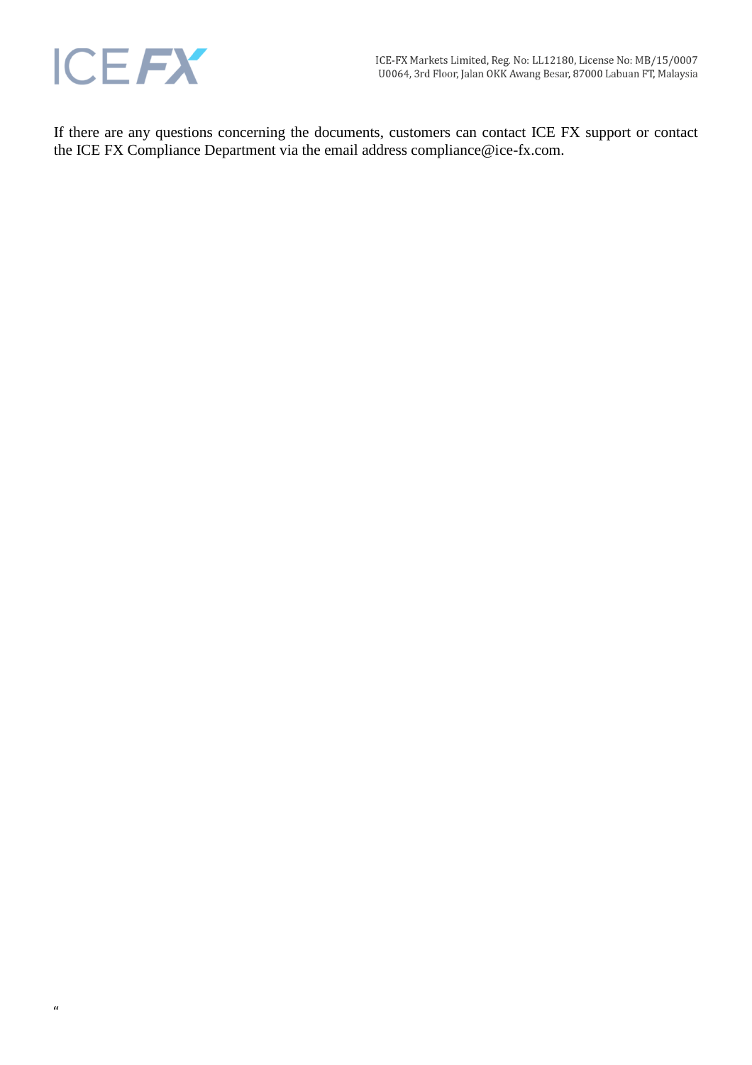If there are any questions concerning the documents, customers can contact ICE FX support or contact the ICE FX Compliance Department via the email address compliance@ice-fx.com.